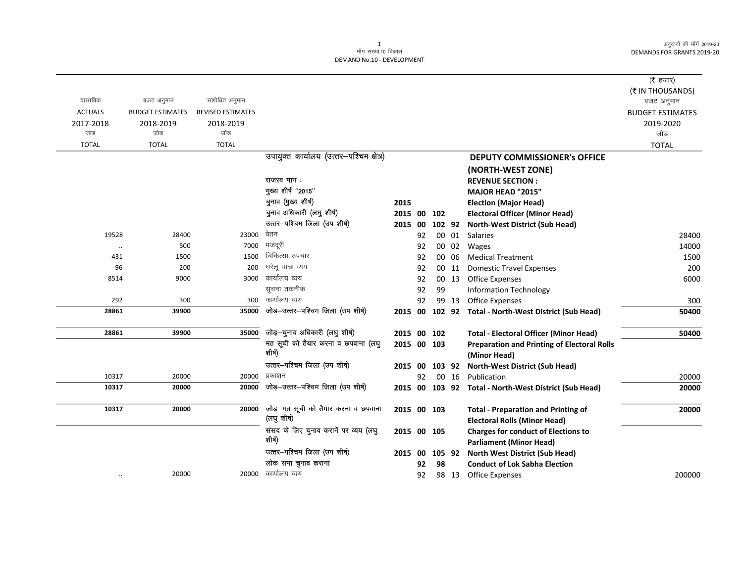मॉंग संख्या.10 विकास
DEMAND No.10 - DEVELOPMENT

अनुदानों की मॉंगें 2019-20
DEMANDS FOR GRANTS 2019-20

(₹ हजार)
(₹ IN THOUSANDS)

| वास्तविक ACTUALS 2017-2018 जोड़ TOTAL | बजट अनुमान BUDGET ESTIMATES 2018-2019 जोड़ TOTAL | संशोधित अनुमान REVISED ESTIMATES 2018-2019 जोड़ TOTAL | | | | | | | बजट अनुमान BUDGET ESTIMATES 2019-2020 जोड़ TOTAL |
|---|---|---|---|---|---|---|---|---|---|
| | | | उपायुक्त कार्यालय (उत्तर–पश्चिम क्षेत्र) | | | | | **DEPUTY COMMISSIONER's OFFICE (NORTH-WEST ZONE)** | |
| | | | राजस्व भाग : | | | | | **REVENUE SECTION :** | |
| | | | मुख्य शीर्ष ''2015'' | | | | | **MAJOR HEAD "2015"** | |
| | | | चुनाव (मुख्य शीर्ष) | **2015** | | | | **Election (Major Head)** | |
| | | | चुनाव अधिकारी (लघु शीर्ष) | **2015** | **00** | **102** | | **Electoral Officer (Minor Head)** | |
| | | | उत्तर–पश्चिम जिला (उप शीर्ष) | **2015** | **00** | **102** | **92** | **North-West District (Sub Head)** | |
| 19528 | 28400 | 23000 | वेतन | | 92 | 00 | 01 | Salaries | 28400 |
| .. | 500 | 7000 | मजदूरी | | 92 | 00 | 02 | Wages | 14000 |
| 431 | 1500 | 1500 | चिकित्सा उपचार | | 92 | 00 | 06 | Medical Treatment | 1500 |
| 96 | 200 | 200 | घरेलू यात्रा व्यय | | 92 | 00 | 11 | Domestic Travel Expenses | 200 |
| 8514 | 9000 | 3000 | कार्यालय व्यय | | 92 | 00 | 13 | Office Expenses | 6000 |
| | | | सूचना तकनीक | | 92 | 99 | | Information Technology | |
| 292 | 300 | 300 | कार्यालय व्यय | | 92 | 99 | 13 | Office Expenses | 300 |
| **28861** | **39900** | **35000** | जोड़–उत्तर–पश्चिम जिला (उप शीर्ष) | **2015** | **00** | **102** | **92** | **Total - North-West District (Sub Head)** | **50400** |
| **28861** | **39900** | **35000** | जोड़–चुनाव अधिकारी (लघु शीर्ष) | **2015** | **00** | **102** | | **Total - Electoral Officer (Minor Head)** | **50400** |
| | | | मत सूची को तैयार करना व छपवाना (लघु शीर्ष) | **2015** | **00** | **103** | | **Preparation and Printing of Electoral Rolls (Minor Head)** | |
| | | | उत्तर–पश्चिम जिला (उप शीर्ष) | **2015** | **00** | **103** | **92** | **North-West District (Sub Head)** | |
| 10317 | 20000 | 20000 | प्रकाशन | | 92 | 00 | 16 | Publication | 20000 |
| **10317** | **20000** | **20000** | जोड़–उत्तर–पश्चिम जिला (उप शीर्ष) | **2015** | **00** | **103** | **92** | **Total - North-West District (Sub Head)** | **20000** |
| **10317** | **20000** | **20000** | जोड़–मत सूची को तैयार करना व छपवाना (लघु शीर्ष) | **2015** | **00** | **103** | | **Total - Preparation and Printing of Electoral Rolls (Minor Head)** | **20000** |
| | | | संसद के लिए चुनाव करानें पर व्यय (लघु शीर्ष) | **2015** | **00** | **105** | | **Charges for conduct of Elections to Parliament (Minor Head)** | |
| | | | उत्तर–पश्चिम जिला (उप शीर्ष) | **2015** | **00** | **105** | **92** | **North West District (Sub Head)** | |
| | | | लोक सभा चुनाव कराना | | **92** | **98** | | **Conduct of Lok Sabha Election** | |
| .. | 20000 | 20000 | कार्यालय व्यय | | 92 | 98 | 13 | Office Expenses | 200000 |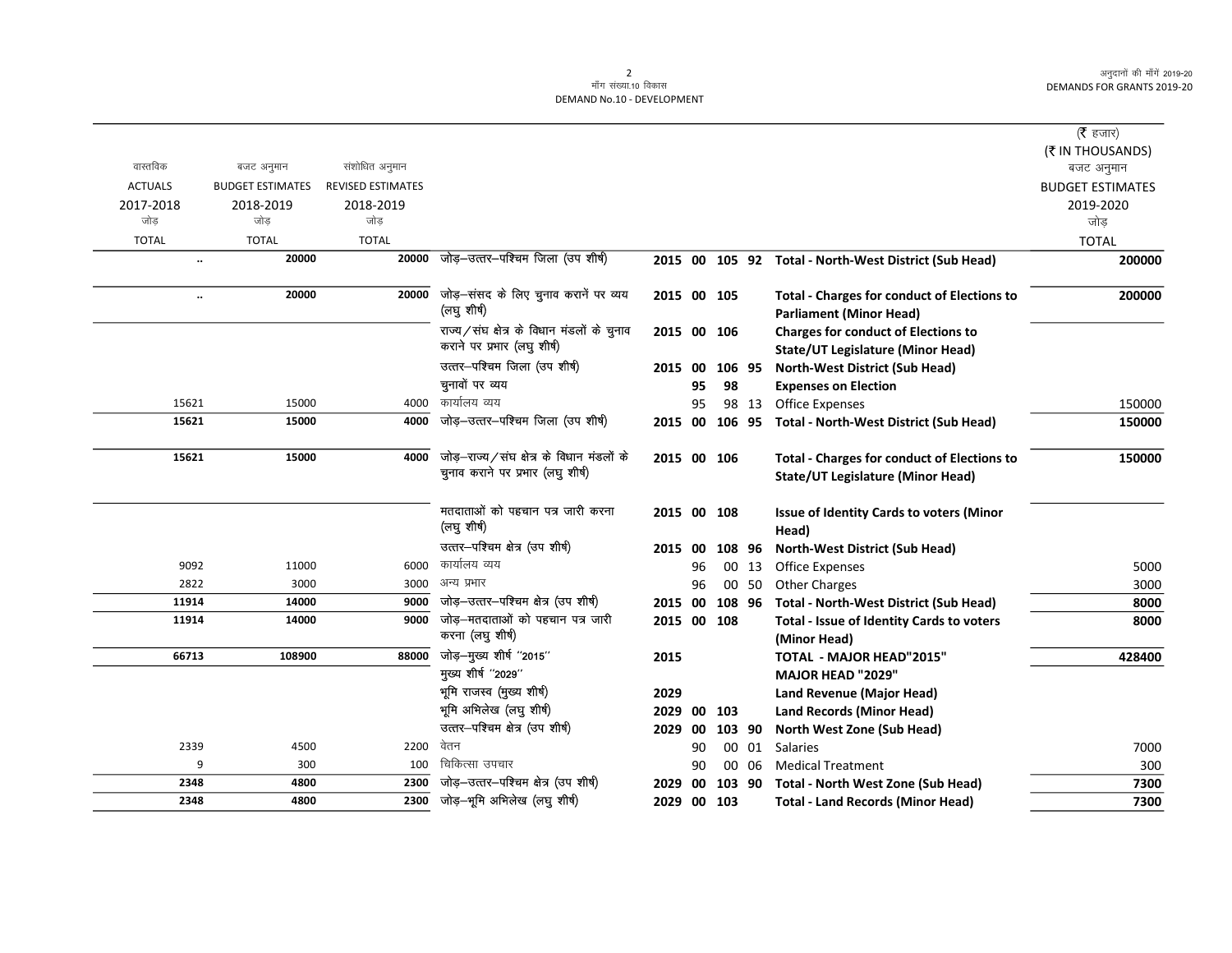DEMAND No.10 - DEVELOPMENT

(₹ हजार)
(₹ IN THOUSANDS)

| वास्तविक ACTUALS 2017-2018 जोड़ TOTAL | बजट अनुमान BUDGET ESTIMATES 2018-2019 जोड़ TOTAL | संशोधित अनुमान REVISED ESTIMATES 2018-2019 जोड़ TOTAL | | | | | | | बजट अनुमान BUDGET ESTIMATES 2019-2020 जोड़ TOTAL |
|---|---|---|---|---|---|---|---|---|---|
| .. | 20000 | 20000 | जोड़–उत्तर–पश्चिम जिला (उप शीर्ष) | 2015 | 00 | 105 | 92 | Total - North-West District (Sub Head) | 200000 |
| .. | 20000 | 20000 | जोड़–संसद के लिए चुनाव करानें पर व्यय (लघु शीर्ष) | 2015 | 00 | 105 | | Total - Charges for conduct of Elections to Parliament (Minor Head) | 200000 |
| | | | राज्य/संघ क्षेत्र के विधान मंडलों के चुनाव कराने पर प्रभार (लघु शीर्ष) | 2015 | 00 | 106 | | Charges for conduct of Elections to State/UT Legislature (Minor Head) | |
| | | | उत्तर–पश्चिम जिला (उप शीर्ष) | 2015 | 00 | 106 | 95 | North-West District (Sub Head) | |
| | | | चुनावों पर व्यय | | 95 | 98 | | Expenses on Election | |
| 15621 | 15000 | 4000 | कार्यालय व्यय | | 95 | 98 | 13 | Office Expenses | 150000 |
| 15621 | 15000 | 4000 | जोड़–उत्तर–पश्चिम जिला (उप शीर्ष) | 2015 | 00 | 106 | 95 | Total - North-West District (Sub Head) | 150000 |
| 15621 | 15000 | 4000 | जोड़–राज्य/संघ क्षेत्र के विधान मंडलों के चुनाव कराने पर प्रभार (लघु शीर्ष) | 2015 | 00 | 106 | | Total - Charges for conduct of Elections to State/UT Legislature (Minor Head) | 150000 |
| | | | मतदाताओं को पहचान पत्र जारी करना (लघु शीर्ष) | 2015 | 00 | 108 | | Issue of Identity Cards to voters (Minor Head) | |
| | | | उत्तर–पश्चिम क्षेत्र (उप शीर्ष) | 2015 | 00 | 108 | 96 | North-West District (Sub Head) | |
| 9092 | 11000 | 6000 | कार्यालय व्यय | | 96 | 00 | 13 | Office Expenses | 5000 |
| 2822 | 3000 | 3000 | अन्य प्रभार | | 96 | 00 | 50 | Other Charges | 3000 |
| 11914 | 14000 | 9000 | जोड़–उत्तर–पश्चिम क्षेत्र (उप शीर्ष) | 2015 | 00 | 108 | 96 | Total - North-West District (Sub Head) | 8000 |
| 11914 | 14000 | 9000 | जोड़–मतदाताओं को पहचान पत्र जारी करना (लघु शीर्ष) | 2015 | 00 | 108 | | Total - Issue of Identity Cards to voters (Minor Head) | 8000 |
| 66713 | 108900 | 88000 | जोड़–मुख्य शीर्ष ''2015'' | 2015 | | | | TOTAL - MAJOR HEAD"2015" | 428400 |
| | | | मुख्य शीर्ष ''2029'' | | | | | MAJOR HEAD "2029" | |
| | | | भूमि राजस्व (मुख्य शीर्ष) | 2029 | | | | Land Revenue (Major Head) | |
| | | | भूमि अभिलेख (लघु शीर्ष) | 2029 | 00 | 103 | | Land Records (Minor Head) | |
| | | | उत्तर–पश्चिम क्षेत्र (उप शीर्ष) | 2029 | 00 | 103 | 90 | North West Zone (Sub Head) | |
| 2339 | 4500 | 2200 | वेतन | | 90 | 00 | 01 | Salaries | 7000 |
| 9 | 300 | 100 | चिकित्सा उपचार | | 90 | 00 | 06 | Medical Treatment | 300 |
| 2348 | 4800 | 2300 | जोड़–उत्तर–पश्चिम क्षेत्र (उप शीर्ष) | 2029 | 00 | 103 | 90 | Total - North West Zone (Sub Head) | 7300 |
| 2348 | 4800 | 2300 | जोड़–भूमि अभिलेख (लघु शीर्ष) | 2029 | 00 | 103 | | Total - Land Records (Minor Head) | 7300 |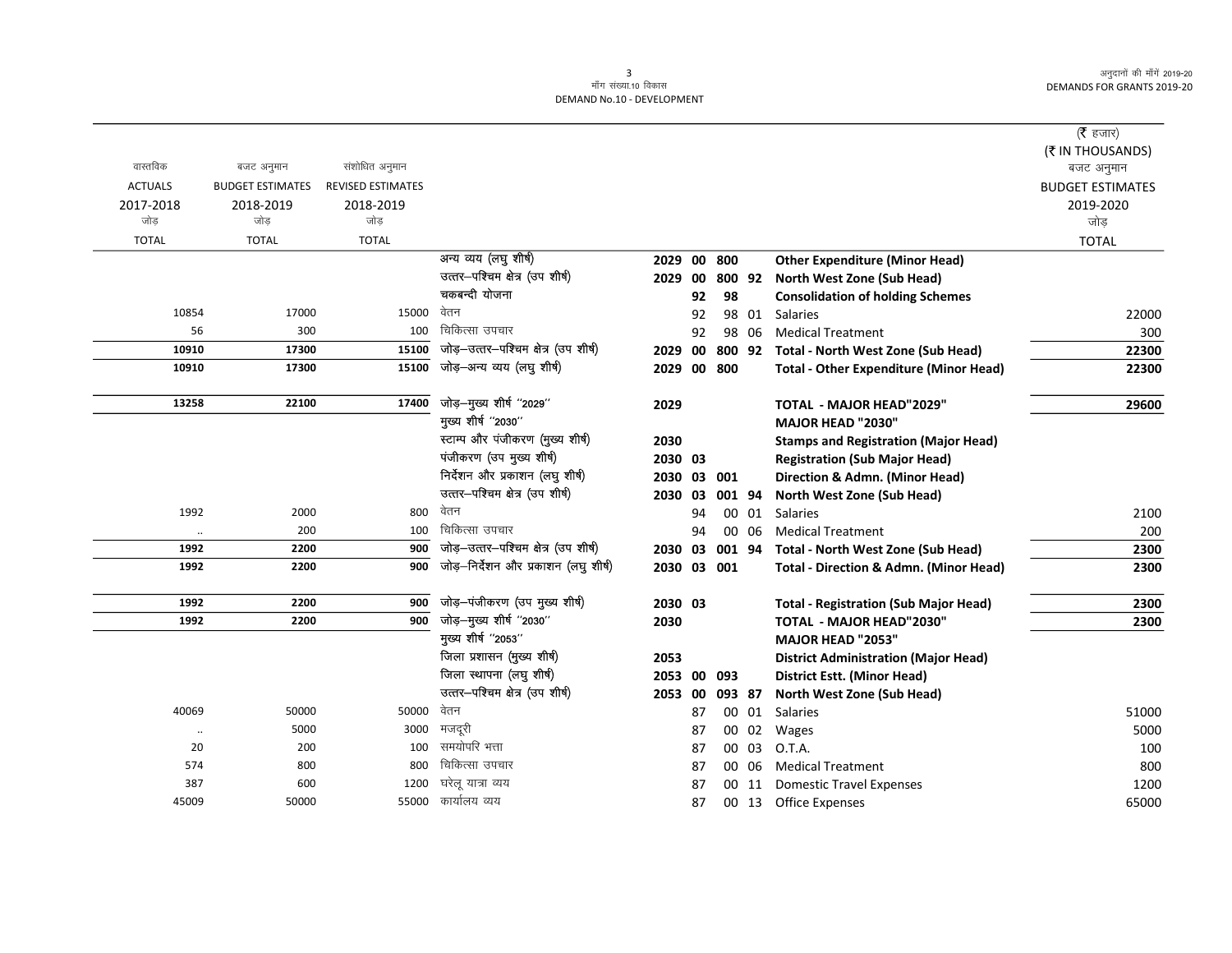मॉंग संख्या.10 विकास
DEMAND No.10 - DEVELOPMENT

| वास्तविक ACTUALS 2017-2018 जोड़ TOTAL | बजट अनुमान BUDGET ESTIMATES 2018-2019 जोड़ TOTAL | संशोधित अनुमान REVISED ESTIMATES 2018-2019 जोड़ TOTAL | | | | | | | (₹ हजार) (₹ IN THOUSANDS) बजट अनुमान BUDGET ESTIMATES 2019-2020 जोड़ TOTAL |
|---|---|---|---|---|---|---|---|---|---|
| | | | अन्य व्यय (लघु शीर्ष) | 2029 | 00 | 800 | | **Other Expenditure (Minor Head)** | |
| | | | उत्तर–पश्चिम क्षेत्र (उप शीर्ष) | 2029 | 00 | 800 | 92 | **North West Zone (Sub Head)** | |
| | | | चकबन्दी योजना | | 92 | 98 | | **Consolidation of holding Schemes** | |
| 10854 | 17000 | 15000 | वेतन | | 92 | 98 | 01 | Salaries | 22000 |
| 56 | 300 | 100 | चिकित्सा उपचार | | 92 | 98 | 06 | Medical Treatment | 300 |
| **10910** | **17300** | **15100** | जोड़–उत्तर–पश्चिम क्षेत्र (उप शीर्ष) | 2029 | 00 | 800 | 92 | **Total - North West Zone (Sub Head)** | **22300** |
| **10910** | **17300** | **15100** | जोड़–अन्य व्यय (लघु शीर्ष) | 2029 | 00 | 800 | | **Total - Other Expenditure (Minor Head)** | **22300** |
| **13258** | **22100** | **17400** | जोड़–मुख्य शीर्ष "2029" | 2029 | | | | **TOTAL - MAJOR HEAD"2029"** | **29600** |
| | | | मुख्य शीर्ष "2030" | | | | | **MAJOR HEAD "2030"** | |
| | | | स्टाम्प और पंजीकरण (मुख्य शीर्ष) | 2030 | | | | **Stamps and Registration (Major Head)** | |
| | | | पंजीकरण (उप मुख्य शीर्ष) | 2030 | 03 | | | **Registration (Sub Major Head)** | |
| | | | निर्देशन और प्रकाशन (लघु शीर्ष) | 2030 | 03 | 001 | | **Direction & Admn. (Minor Head)** | |
| | | | उत्तर–पश्चिम क्षेत्र (उप शीर्ष) | 2030 | 03 | 001 | 94 | **North West Zone (Sub Head)** | |
| 1992 | 2000 | 800 | वेतन | | 94 | 00 | 01 | Salaries | 2100 |
| .. | 200 | 100 | चिकित्सा उपचार | | 94 | 00 | 06 | Medical Treatment | 200 |
| **1992** | **2200** | **900** | जोड़–उत्तर–पश्चिम क्षेत्र (उप शीर्ष) | 2030 | 03 | 001 | 94 | **Total - North West Zone (Sub Head)** | **2300** |
| **1992** | **2200** | **900** | जोड़–निर्देशन और प्रकाशन (लघु शीर्ष) | 2030 | 03 | 001 | | **Total - Direction & Admn. (Minor Head)** | **2300** |
| **1992** | **2200** | **900** | जोड़–पंजीकरण (उप मुख्य शीर्ष) | 2030 | 03 | | | **Total - Registration (Sub Major Head)** | **2300** |
| **1992** | **2200** | **900** | जोड़–मुख्य शीर्ष "2030" | 2030 | | | | **TOTAL - MAJOR HEAD"2030"** | **2300** |
| | | | मुख्य शीर्ष "2053" | | | | | **MAJOR HEAD "2053"** | |
| | | | जिला प्रशासन (मुख्य शीर्ष) | 2053 | | | | **District Administration (Major Head)** | |
| | | | जिला स्थापना (लघु शीर्ष) | 2053 | 00 | 093 | | **District Estt. (Minor Head)** | |
| | | | उत्तर–पश्चिम क्षेत्र (उप शीर्ष) | 2053 | 00 | 093 | 87 | **North West Zone (Sub Head)** | |
| 40069 | 50000 | 50000 | वेतन | | 87 | 00 | 01 | Salaries | 51000 |
| .. | 5000 | 3000 | मजदूरी | | 87 | 00 | 02 | Wages | 5000 |
| 20 | 200 | 100 | समयोपरि भत्ता | | 87 | 00 | 03 | O.T.A. | 100 |
| 574 | 800 | 800 | चिकित्सा उपचार | | 87 | 00 | 06 | Medical Treatment | 800 |
| 387 | 600 | 1200 | घरेलू यात्रा व्यय | | 87 | 00 | 11 | Domestic Travel Expenses | 1200 |
| 45009 | 50000 | 55000 | कार्यालय व्यय | | 87 | 00 | 13 | Office Expenses | 65000 |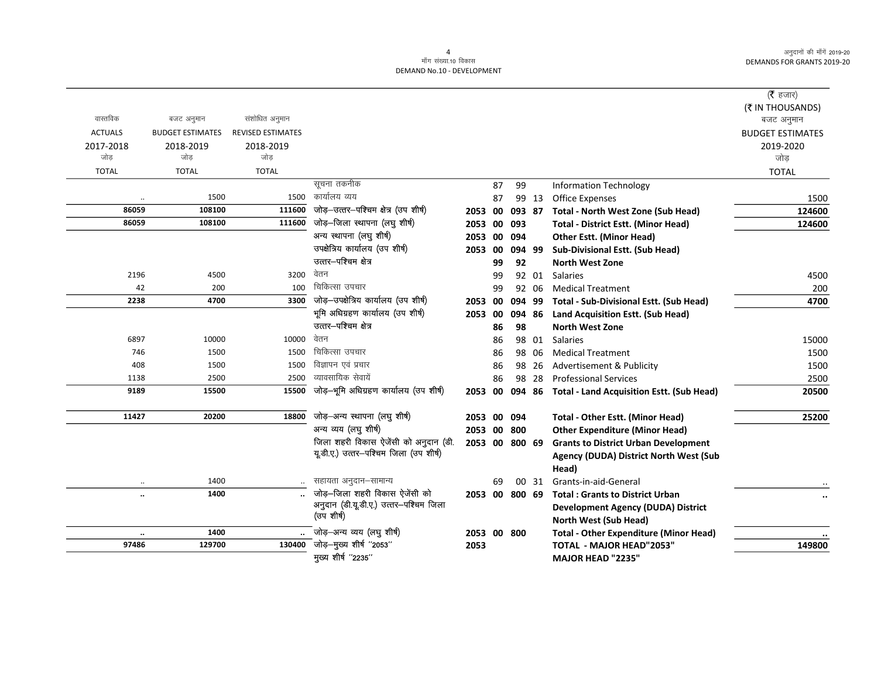मॉंग संख्या.10 विकास
DEMAND No.10 - DEVELOPMENT

(₹ हजार)
(₹ IN THOUSANDS)

| वास्तविक ACTUALS 2017-2018 जोड़ TOTAL | बजट अनुमान BUDGET ESTIMATES 2018-2019 जोड़ TOTAL | संशोधित अनुमान REVISED ESTIMATES 2018-2019 जोड़ TOTAL | | | | | | | बजट अनुमान BUDGET ESTIMATES 2019-2020 जोड़ TOTAL |
|---|---|---|---|---|---|---|---|---|---|
| | | | सूचना तकनीक | | 87 | 99 | | Information Technology | |
| .. | 1500 | 1500 | कार्यालय व्यय | | 87 | 99 | 13 | Office Expenses | 1500 |
| **86059** | **108100** | **111600** | जोड़–उत्तर–पश्चिम क्षेत्र (उप शीर्ष) | **2053** | **00** | **093** | **87** | **Total - North West Zone (Sub Head)** | **124600** |
| **86059** | **108100** | **111600** | जोड़–जिला स्थापना (लघु शीर्ष) | **2053** | **00** | **093** | | **Total - District Estt. (Minor Head)** | **124600** |
| | | | अन्य स्थापना (लघु शीर्ष) | **2053** | **00** | **094** | | **Other Estt. (Minor Head)** | |
| | | | उपक्षेत्रिय कार्यालय (उप शीर्ष) | **2053** | **00** | **094** | **99** | **Sub-Divisional Estt. (Sub Head)** | |
| | | | उत्तर–पश्चिम क्षेत्र | | **99** | **92** | | **North West Zone** | |
| 2196 | 4500 | 3200 | वेतन | | 99 | 92 | 01 | Salaries | 4500 |
| 42 | 200 | 100 | चिकित्सा उपचार | | 99 | 92 | 06 | Medical Treatment | 200 |
| **2238** | **4700** | **3300** | जोड़–उपक्षेत्रिय कार्यालय (उप शीर्ष) | **2053** | **00** | **094** | **99** | **Total - Sub-Divisional Estt. (Sub Head)** | **4700** |
| | | | भूमि अधिग्रहण कार्यालय (उप शीर्ष) | **2053** | **00** | **094** | **86** | **Land Acquisition Estt. (Sub Head)** | |
| | | | उत्तर–पश्चिम क्षेत्र | | **86** | **98** | | **North West Zone** | |
| 6897 | 10000 | 10000 | वेतन | | 86 | 98 | 01 | Salaries | 15000 |
| 746 | 1500 | 1500 | चिकित्सा उपचार | | 86 | 98 | 06 | Medical Treatment | 1500 |
| 408 | 1500 | 1500 | विज्ञापन एवं प्रचार | | 86 | 98 | 26 | Advertisement & Publicity | 1500 |
| 1138 | 2500 | 2500 | व्यावसायिक सेवायें | | 86 | 98 | 28 | Professional Services | 2500 |
| **9189** | **15500** | **15500** | जोड़–भूमि अधिग्रहण कार्यालय (उप शीर्ष) | **2053** | **00** | **094** | **86** | **Total - Land Acquisition Estt. (Sub Head)** | **20500** |
| **11427** | **20200** | **18800** | जोड़–अन्य स्थापना (लघु शीर्ष) | **2053** | **00** | **094** | | **Total - Other Estt. (Minor Head)** | **25200** |
| | | | अन्य व्यय (लघु शीर्ष) | **2053** | **00** | **800** | | **Other Expenditure (Minor Head)** | |
| | | | जिला शहरी विकास ऐजेंसी को अनुदान (डी. यू.डी.ए.) उत्तर–पश्चिम जिला (उप शीर्ष) | **2053** | **00** | **800** | **69** | **Grants to District Urban Development Agency (DUDA) District North West (Sub Head)** | |
| .. | 1400 | .. | सहायता अनुदान–सामान्य | | 69 | 00 | 31 | Grants-in-aid-General | .. |
| **..** | **1400** | **..** | जोड़–जिला शहरी विकास ऐजेंसी को अनुदान (डी.यू.डी.ए.) उत्तर–पश्चिम जिला (उप शीर्ष) | **2053** | **00** | **800** | **69** | **Total : Grants to District Urban Development Agency (DUDA) District North West (Sub Head)** | **..** |
| **..** | **1400** | **..** | जोड़–अन्य व्यय (लघु शीर्ष) | **2053** | **00** | **800** | | **Total - Other Expenditure (Minor Head)** | **..** |
| **97486** | **129700** | **130400** | जोड़–मुख्य शीर्ष "2053" | **2053** | | | | **TOTAL - MAJOR HEAD"2053"** | **149800** |
| | | | मुख्य शीर्ष "2235" | | | | | **MAJOR HEAD "2235"** | |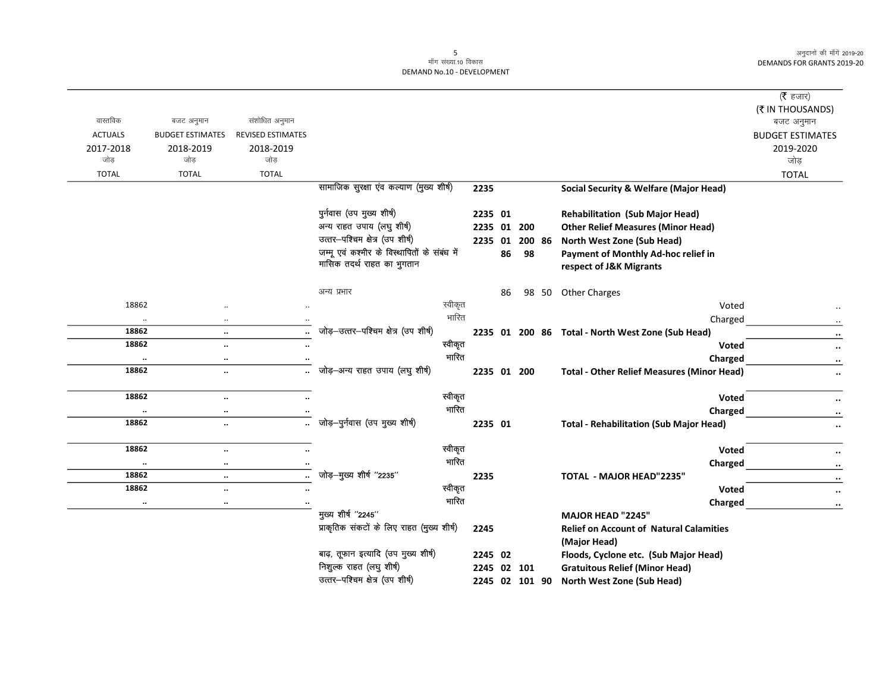माँग संख्या.10 विकास
DEMAND No.10 - DEVELOPMENT

अनुदानों की माँगें 2019-20
DEMANDS FOR GRANTS 2019-20

(₹ हजार)
(₹ IN THOUSANDS)

| वास्तविक ACTUALS 2017-2018 जोड़ TOTAL | बजट अनुमान BUDGET ESTIMATES 2018-2019 जोड़ TOTAL | संशोधित अनुमान REVISED ESTIMATES 2018-2019 जोड़ TOTAL | | | | बजट अनुमान BUDGET ESTIMATES 2019-2020 जोड़ TOTAL |
|---|---|---|---|---|---|---|
| | | | सामाजिक सुरक्षा एंव कल्याण (मुख्य शीर्ष) | 2235 | **Social Security & Welfare (Major Head)** | |
| | | | पुर्नवास (उप मुख्य शीर्ष) | 2235 01 | **Rehabilitation (Sub Major Head)** | |
| | | | अन्य राहत उपाय (लघु शीर्ष) | 2235 01 200 | **Other Relief Measures (Minor Head)** | |
| | | | उत्तर–पश्चिम क्षेत्र (उप शीर्ष) | 2235 01 200 86 | **North West Zone (Sub Head)** | |
| | | | जम्मू एवं कश्मीर के विस्थापितों के संबंध में मासिक तदर्थ राहत का भुगतान | 86 98 | **Payment of Monthly Ad-hoc relief in respect of J&K Migrants** | |
| | | | अन्य प्रभार | 86 98 50 | Other Charges | |
| 18862 | .. | .. | स्वीकृत | | Voted | .. |
| .. | .. | .. | भारित | | Charged | .. |
| **18862** | **..** | **..** | जोड़–उत्तर–पश्चिम क्षेत्र (उप शीर्ष) | 2235 01 200 86 | **Total - North West Zone (Sub Head)** | **..** |
| **18862** | **..** | **..** | स्वीकृत | | **Voted** | **..** |
| **..** | **..** | **..** | भारित | | **Charged** | **..** |
| **18862** | **..** | **..** | जोड़–अन्य राहत उपाय (लघु शीर्ष) | 2235 01 200 | **Total - Other Relief Measures (Minor Head)** | **..** |
| **18862** | **..** | **..** | स्वीकृत | | **Voted** | **..** |
| **..** | **..** | **..** | भारित | | **Charged** | **..** |
| **18862** | **..** | **..** | जोड़–पुर्नवास (उप मुख्य शीर्ष) | 2235 01 | **Total - Rehabilitation (Sub Major Head)** | **..** |
| **18862** | **..** | **..** | स्वीकृत | | **Voted** | **..** |
| **..** | **..** | **..** | भारित | | **Charged** | **..** |
| **18862** | **..** | **..** | जोड़–मुख्य शीर्ष "2235" | 2235 | **TOTAL - MAJOR HEAD"2235"** | **..** |
| **18862** | **..** | **..** | स्वीकृत | | **Voted** | **..** |
| **..** | **..** | **..** | भारित | | **Charged** | **..** |
| | | | मुख्य शीर्ष "2245" | | **MAJOR HEAD "2245"** | |
| | | | प्राकृतिक संकटों के लिए राहत (मुख्य शीर्ष) | 2245 | **Relief on Account of Natural Calamities (Major Head)** | |
| | | | बाढ़, तूफान इत्यादि (उप मुख्य शीर्ष) | 2245 02 | **Floods, Cyclone etc. (Sub Major Head)** | |
| | | | निशुल्क राहत (लघु शीर्ष) | 2245 02 101 | **Gratuitous Relief (Minor Head)** | |
| | | | उत्तर–पश्चिम क्षेत्र (उप शीर्ष) | 2245 02 101 90 | **North West Zone (Sub Head)** | |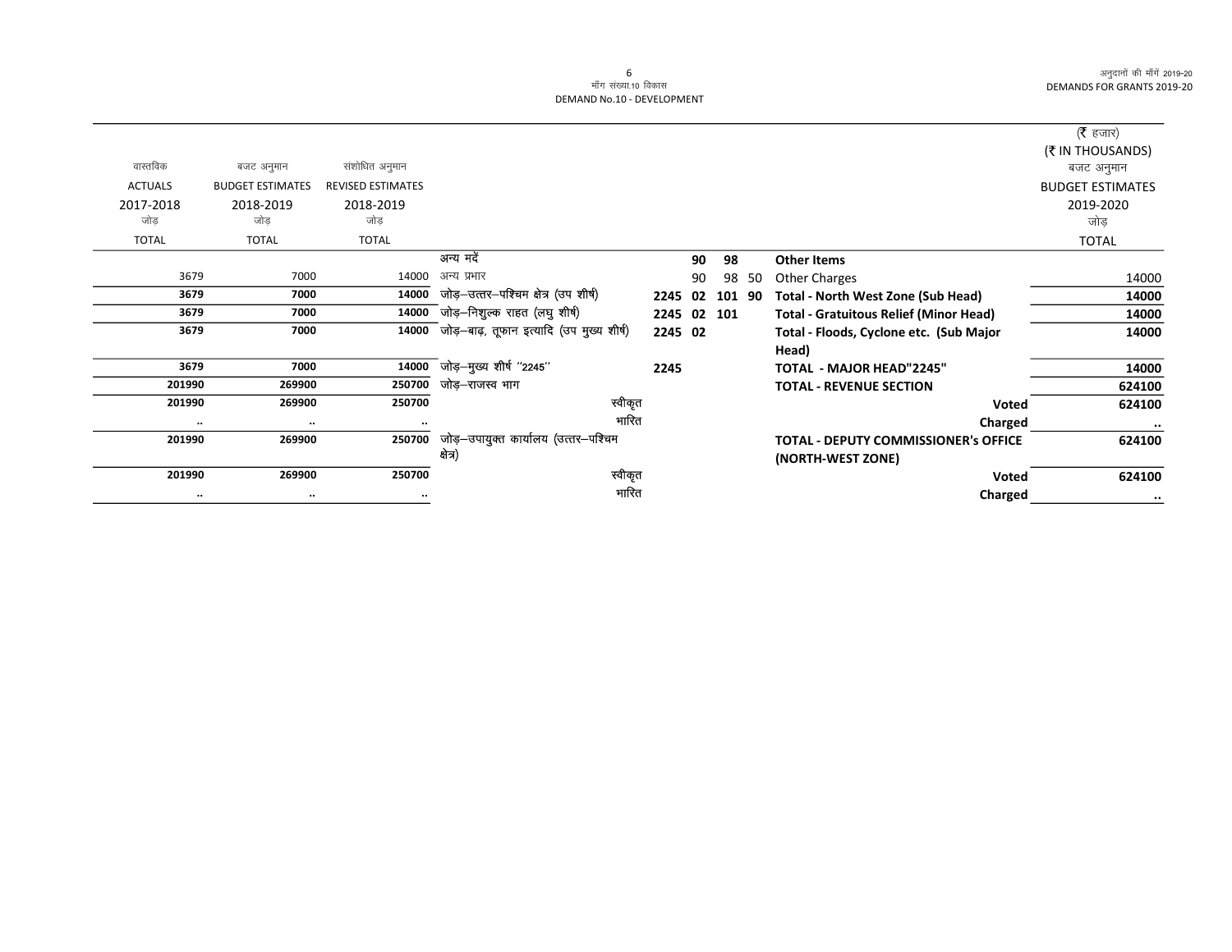मॉंग संख्या.10 विकास
DEMAND No.10 - DEVELOPMENT

(₹ हजार)
(₹ IN THOUSANDS)

| वास्तविक ACTUALS 2017-2018 जोड़ TOTAL | बजट अनुमान BUDGET ESTIMATES 2018-2019 जोड़ TOTAL | संशोधित अनुमान REVISED ESTIMATES 2018-2019 जोड़ TOTAL | | | | | | | | बजट अनुमान BUDGET ESTIMATES 2019-2020 जोड़ TOTAL |
|---|---|---|---|---|---|---|---|---|---|---|
| | | | अन्य मदें | | | 90 | 98 | | **Other Items** | |
| 3679 | 7000 | 14000 | अन्य प्रभार | | | 90 | 98 | 50 | Other Charges | 14000 |
| **3679** | **7000** | **14000** | जोड़–उत्तर–पश्चिम क्षेत्र (उप शीर्ष) | **2245** | **02** | **101** | **90** | | **Total - North West Zone (Sub Head)** | **14000** |
| **3679** | **7000** | **14000** | जोड़–निशुल्क राहत (लघु शीर्ष) | **2245** | **02** | **101** | | | **Total - Gratuitous Relief (Minor Head)** | **14000** |
| **3679** | **7000** | **14000** | जोड़–बाढ़, तूफान इत्यादि (उप मुख्य शीर्ष) | **2245** | **02** | | | | **Total - Floods, Cyclone etc. (Sub Major Head)** | **14000** |
| **3679** | **7000** | **14000** | जोड़–मुख्य शीर्ष "2245" | **2245** | | | | | **TOTAL - MAJOR HEAD"2245"** | **14000** |
| **201990** | **269900** | **250700** | जोड़–राजस्व भाग | | | | | | **TOTAL - REVENUE SECTION** | **624100** |
| **201990** | **269900** | **250700** | स्वीकृत | | | | | | **Voted** | **624100** |
| .. | .. | .. | भारित | | | | | | **Charged** | **..** |
| **201990** | **269900** | **250700** | जोड़–उपायुक्त कार्यालय (उत्तर–पश्चिम क्षेत्र) | | | | | | **TOTAL - DEPUTY COMMISSIONER's OFFICE (NORTH-WEST ZONE)** | **624100** |
| **201990** | **269900** | **250700** | स्वीकृत | | | | | | **Voted** | **624100** |
| .. | .. | .. | भारित | | | | | | **Charged** | **..** |